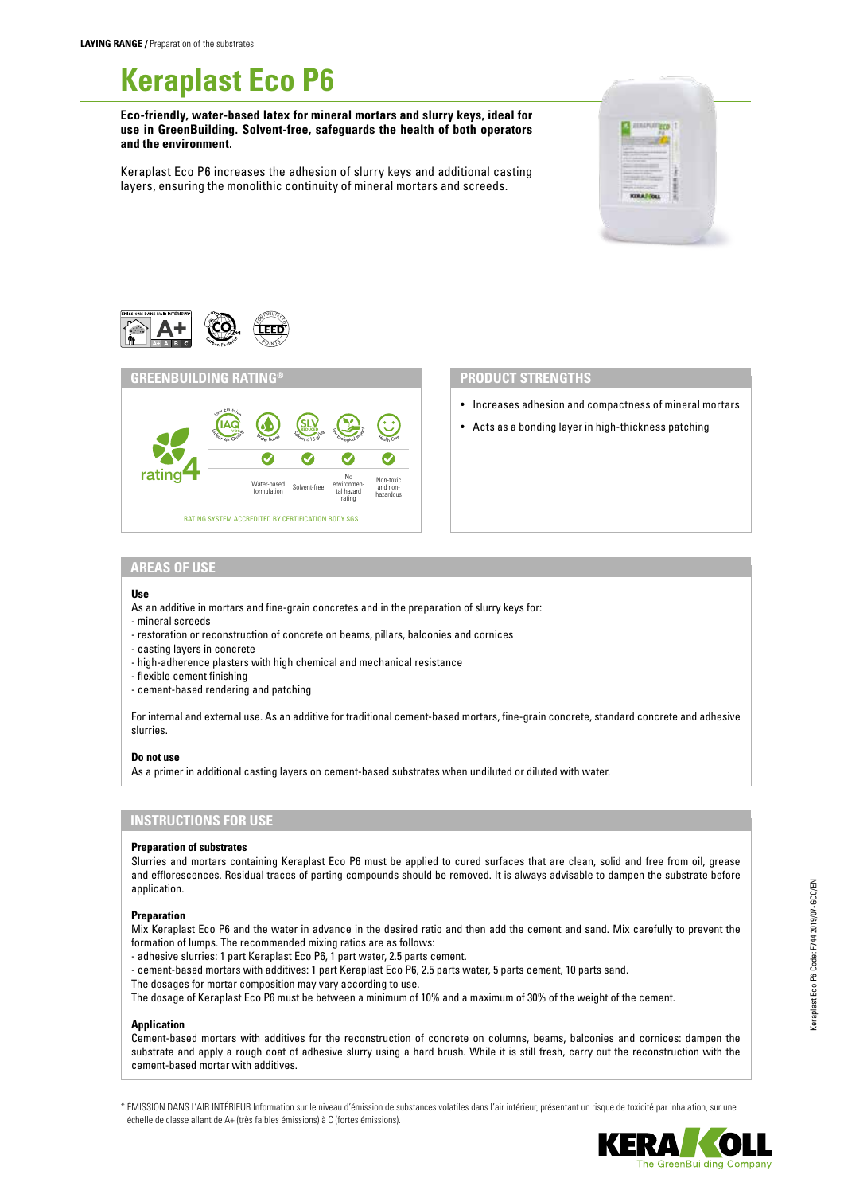**LAYING RANGE /** Preparation of the substrates

# Keraplast Eco P6

**Eco-friendly, water-based latex for mineral mortars and slurry keys, ideal for use in GreenBuilding. Solvent-free, safeguards the health of both operators and the environment.**

Keraplast Eco P6 increases the adhesion of slurry keys and additional casting layers, ensuring the monolithic continuity of mineral mortars and screeds.

## GREENBUILDING RATING®

rating 4

| Water-based formulation | Solvent-free | No environmental hazard rating | Non-toxic and non-hazardous |
|---|---|---|---|
| ✓ | ✓ | ✓ | ✓ |

RATING SYSTEM ACCREDITED BY CERTIFICATION BODY SGS

## PRODUCT STRENGTHS

- Increases adhesion and compactness of mineral mortars
- Acts as a bonding layer in high-thickness patching

## AREAS OF USE

**Use**

As an additive in mortars and fine-grain concretes and in the preparation of slurry keys for:
- mineral screeds
- restoration or reconstruction of concrete on beams, pillars, balconies and cornices
- casting layers in concrete
- high-adherence plasters with high chemical and mechanical resistance
- flexible cement finishing
- cement-based rendering and patching

For internal and external use. As an additive for traditional cement-based mortars, fine-grain concrete, standard concrete and adhesive slurries.

**Do not use**

As a primer in additional casting layers on cement-based substrates when undiluted or diluted with water.

## INSTRUCTIONS FOR USE

**Preparation of substrates**

Slurries and mortars containing Keraplast Eco P6 must be applied to cured surfaces that are clean, solid and free from oil, grease and efflorescences. Residual traces of parting compounds should be removed. It is always advisable to dampen the substrate before application.

**Preparation**

Mix Keraplast Eco P6 and the water in advance in the desired ratio and then add the cement and sand. Mix carefully to prevent the formation of lumps. The recommended mixing ratios are as follows:
- adhesive slurries: 1 part Keraplast Eco P6, 1 part water, 2.5 parts cement.
- cement-based mortars with additives: 1 part Keraplast Eco P6, 2.5 parts water, 5 parts cement, 10 parts sand.

The dosages for mortar composition may vary according to use.
The dosage of Keraplast Eco P6 must be between a minimum of 10% and a maximum of 30% of the weight of the cement.

**Application**

Cement-based mortars with additives for the reconstruction of concrete on columns, beams, balconies and cornices: dampen the substrate and apply a rough coat of adhesive slurry using a hard brush. While it is still fresh, carry out the reconstruction with the cement-based mortar with additives.

\* ÉMISSION DANS L'AIR INTÉRIEUR Information sur le niveau d'émission de substances volatiles dans l'air intérieur, présentant un risque de toxicité par inhalation, sur une échelle de classe allant de A+ (très faibles émissions) à C (fortes émissions).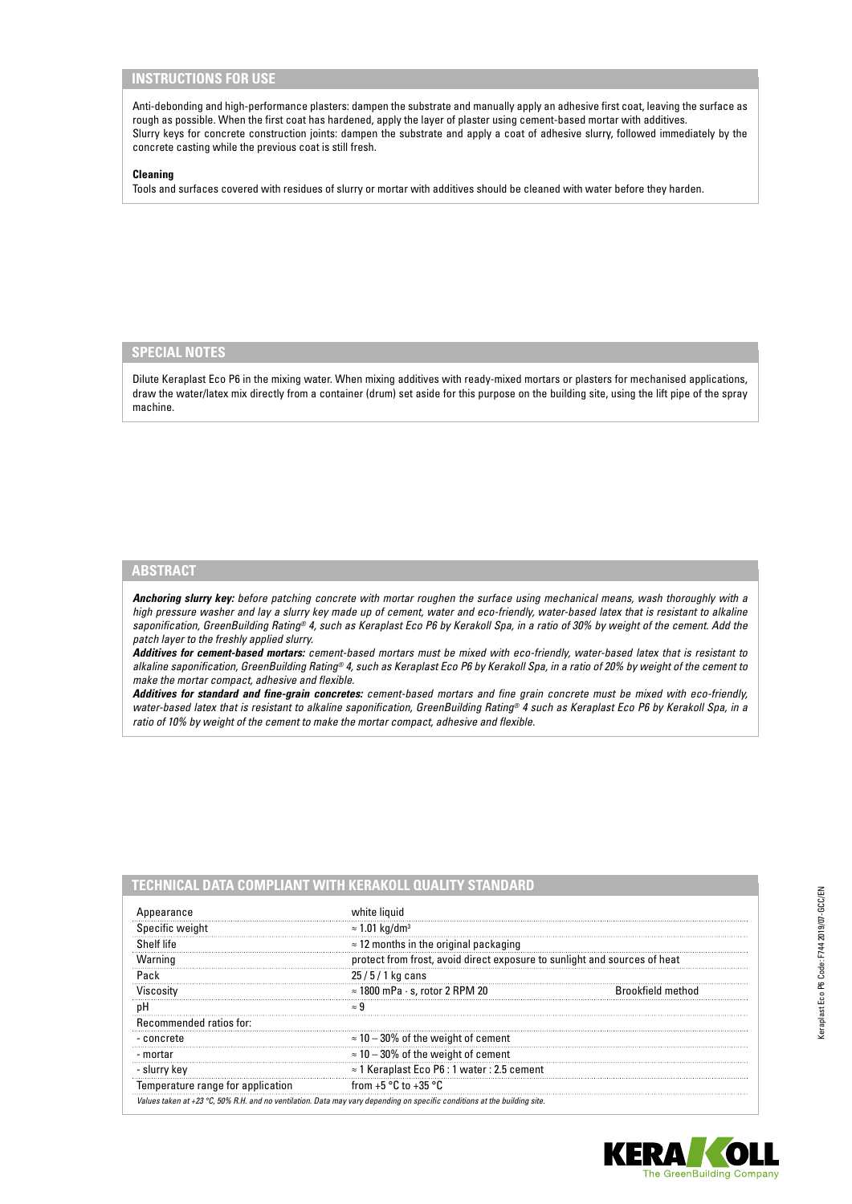## INSTRUCTIONS FOR USE

Anti-debonding and high-performance plasters: dampen the substrate and manually apply an adhesive first coat, leaving the surface as rough as possible. When the first coat has hardened, apply the layer of plaster using cement-based mortar with additives.
Slurry keys for concrete construction joints: dampen the substrate and apply a coat of adhesive slurry, followed immediately by the concrete casting while the previous coat is still fresh.

**Cleaning**
Tools and surfaces covered with residues of slurry or mortar with additives should be cleaned with water before they harden.

## SPECIAL NOTES

Dilute Keraplast Eco P6 in the mixing water. When mixing additives with ready-mixed mortars or plasters for mechanised applications, draw the water/latex mix directly from a container (drum) set aside for this purpose on the building site, using the lift pipe of the spray machine.

## ABSTRACT

***Anchoring slurry key:*** *before patching concrete with mortar roughen the surface using mechanical means, wash thoroughly with a high pressure washer and lay a slurry key made up of cement, water and eco-friendly, water-based latex that is resistant to alkaline saponification, GreenBuilding Rating® 4, such as Keraplast Eco P6 by Kerakoll Spa, in a ratio of 30% by weight of the cement. Add the patch layer to the freshly applied slurry.*
***Additives for cement-based mortars:*** *cement-based mortars must be mixed with eco-friendly, water-based latex that is resistant to alkaline saponification, GreenBuilding Rating® 4, such as Keraplast Eco P6 by Kerakoll Spa, in a ratio of 20% by weight of the cement to make the mortar compact, adhesive and flexible.*
***Additives for standard and fine-grain concretes:*** *cement-based mortars and fine grain concrete must be mixed with eco-friendly, water-based latex that is resistant to alkaline saponification, GreenBuilding Rating® 4 such as Keraplast Eco P6 by Kerakoll Spa, in a ratio of 10% by weight of the cement to make the mortar compact, adhesive and flexible.*

## TECHNICAL DATA COMPLIANT WITH KERAKOLL QUALITY STANDARD

| | | |
|---|---|---|
| Appearance | white liquid | |
| Specific weight | ≈ 1.01 kg/dm³ | |
| Shelf life | ≈ 12 months in the original packaging | |
| Warning | protect from frost, avoid direct exposure to sunlight and sources of heat | |
| Pack | 25 / 5 / 1 kg cans | |
| Viscosity | ≈ 1800 mPa · s, rotor 2 RPM 20 | Brookfield method |
| pH | ≈ 9 | |
| Recommended ratios for: | | |
| - concrete | ≈ 10 – 30% of the weight of cement | |
| - mortar | ≈ 10 – 30% of the weight of cement | |
| - slurry key | ≈ 1 Keraplast Eco P6 : 1 water : 2.5 cement | |
| Temperature range for application | from +5 °C to +35 °C | |

*Values taken at +23 °C, 50% R.H. and no ventilation. Data may vary depending on specific conditions at the building site.*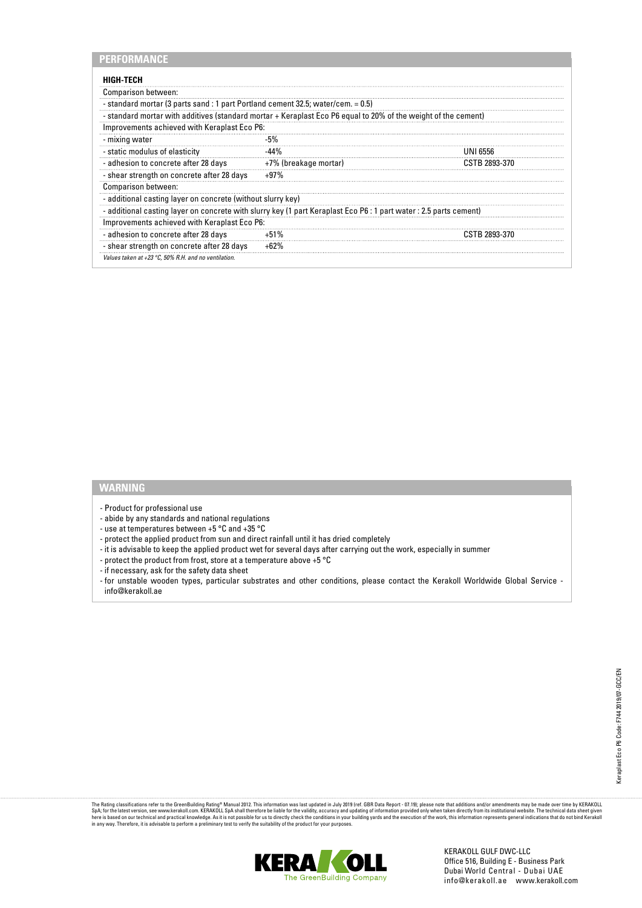## PERFORMANCE

| | | |
|---|---|---|
| **HIGH-TECH** | | |
| Comparison between: | | |
| - standard mortar (3 parts sand : 1 part Portland cement 32.5; water/cem. = 0.5) | | |
| - standard mortar with additives (standard mortar + Keraplast Eco P6 equal to 20% of the weight of the cement) | | |
| Improvements achieved with Keraplast Eco P6: | | |
| - mixing water | -5% | |
| - static modulus of elasticity | -44% | UNI 6556 |
| - adhesion to concrete after 28 days | +7% (breakage mortar) | CSTB 2893-370 |
| - shear strength on concrete after 28 days | +97% | |
| Comparison between: | | |
| - additional casting layer on concrete (without slurry key) | | |
| - additional casting layer on concrete with slurry key (1 part Keraplast Eco P6 : 1 part water : 2.5 parts cement) | | |
| Improvements achieved with Keraplast Eco P6: | | |
| - adhesion to concrete after 28 days | +51% | CSTB 2893-370 |
| - shear strength on concrete after 28 days | +62% | |

*Values taken at +23 °C, 50% R.H. and no ventilation.*

## WARNING

- Product for professional use
- abide by any standards and national regulations
- use at temperatures between +5 °C and +35 °C
- protect the applied product from sun and direct rainfall until it has dried completely
- it is advisable to keep the applied product wet for several days after carrying out the work, especially in summer
- protect the product from frost, store at a temperature above +5 °C
- if necessary, ask for the safety data sheet
- for unstable wooden types, particular substrates and other conditions, please contact the Kerakoll Worldwide Global Service - info@kerakoll.ae

Keraplast Eco P6 Code: F744 2019/07 -GCC/EN

The Rating classifications refer to the GreenBuilding Rating® Manual 2012. This information was last updated in July 2019 (ref. GBR Data Report - 07.19); please note that additions and/or amendments may be made over time by KERAKOLL SpA; for the latest version, see www.kerakoll.com. KERAKOLL SpA shall therefore be liable for the validity, accuracy and updating of information provided only when taken directly from its institutional website. The technical data sheet given here is based on our technical and practical knowledge. As it is not possible for us to directly check the conditions in your building yards and the execution of the work, this information represents general indications that do not bind Kerakoll in any way. Therefore, it is advisable to perform a preliminary test to verify the suitability of the product for your purposes.

KERAKOLL The GreenBuilding Company

KERAKOLL GULF DWC-LLC
Office 516, Building E - Business Park
Dubai World Central - Dubai UAE
info@kerakoll.ae www.kerakoll.com